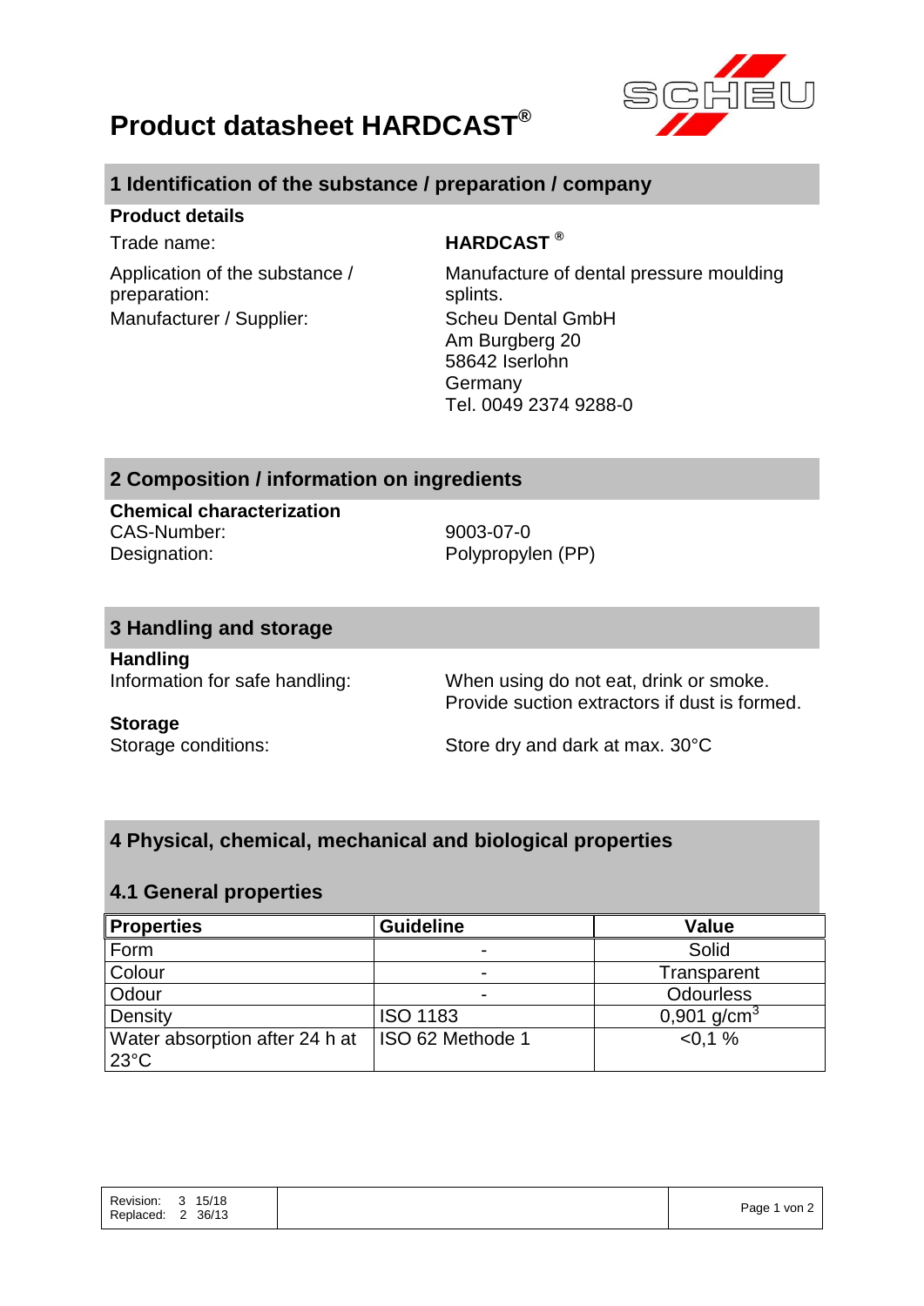# Product datasheet HARDCAST®

## 1 Identification of the substance / preparation / company

**Product details**

Trade name: **HARDCAST ®**

Application of the substance / preparation: Manufacture of dental pressure moulding splints.

Manufacturer / Supplier: Scheu Dental GmbH
Am Burgberg 20
58642 Iserlohn
Germany
Tel. 0049 2374 9288-0

## 2 Composition / information on ingredients

**Chemical characterization**

CAS-Number: 9003-07-0
Designation: Polypropylen (PP)

## 3 Handling and storage

**Handling**

Information for safe handling: When using do not eat, drink or smoke. Provide suction extractors if dust is formed.

**Storage**

Storage conditions: Store dry and dark at max. 30°C

## 4 Physical, chemical, mechanical and biological properties

### 4.1 General properties

| Properties | Guideline | Value |
|---|---|---|
| Form | - | Solid |
| Colour | - | Transparent |
| Odour | - | Odourless |
| Density | ISO 1183 | 0,901 g/cm³ |
| Water absorption after 24 h at 23°C | ISO 62 Methode 1 | <0,1 % |

Revision: 3 15/18
Replaced: 2 36/13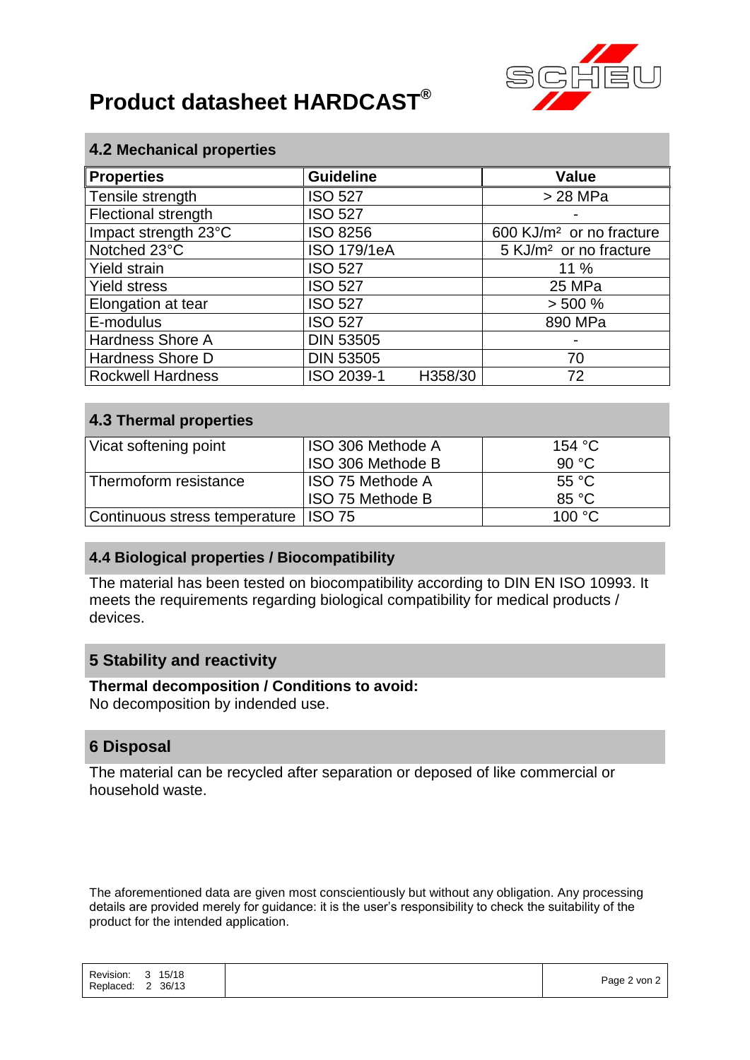# Product datasheet HARDCAST®

## 4.2 Mechanical properties

| Properties | Guideline | Value |
|---|---|---|
| Tensile strength | ISO 527 | > 28 MPa |
| Flectional strength | ISO 527 | - |
| Impact strength 23°C | ISO 8256 | 600 KJ/m² or no fracture |
| Notched 23°C | ISO 179/1eA | 5 KJ/m² or no fracture |
| Yield strain | ISO 527 | 11 % |
| Yield stress | ISO 527 | 25 MPa |
| Elongation at tear | ISO 527 | > 500 % |
| E-modulus | ISO 527 | 890 MPa |
| Hardness Shore A | DIN 53505 | - |
| Hardness Shore D | DIN 53505 | 70 |
| Rockwell Hardness | ISO 2039-1 H358/30 | 72 |

## 4.3 Thermal properties

| | | |
|---|---|---|
| Vicat softening point | ISO 306 Methode A<br>ISO 306 Methode B | 154 °C<br>90 °C |
| Thermoform resistance | ISO 75 Methode A<br>ISO 75 Methode B | 55 °C<br>85 °C |
| Continuous stress temperature | ISO 75 | 100 °C |

## 4.4 Biological properties / Biocompatibility

The material has been tested on biocompatibility according to DIN EN ISO 10993. It meets the requirements regarding biological compatibility for medical products / devices.

## 5 Stability and reactivity

**Thermal decomposition / Conditions to avoid:**
No decomposition by indended use.

## 6 Disposal

The material can be recycled after separation or deposed of like commercial or household waste.

The aforementioned data are given most conscientiously but without any obligation. Any processing details are provided merely for guidance: it is the user's responsibility to check the suitability of the product for the intended application.

Revision: 3 15/18
Replaced: 2 36/13